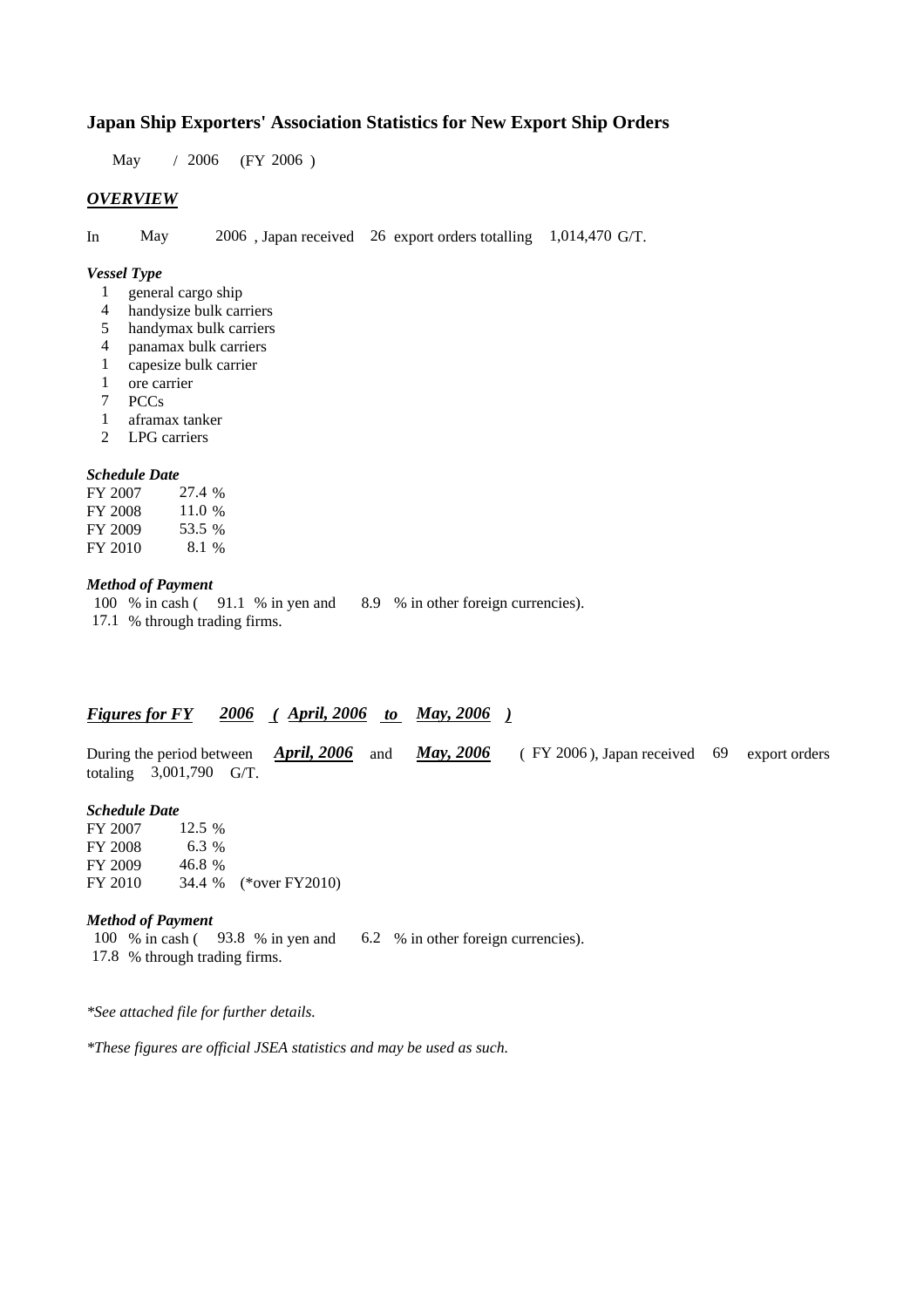# Japan Ship Exporters' Association Statistics for New Export Ship Orders

May / 2006 (FY 2006 )

## *OVERVIEW*

In May 2006 , Japan received 26 export orders totalling 1,014,470 G/T.

### *Vessel Type*

- 1 general cargo ship
- 4 handysize bulk carriers
- 5 handymax bulk carriers
- 4 panamax bulk carriers
- 1 capesize bulk carrier
- 1 ore carrier
- 7 PCCs
- 1 aframax tanker
- 2 LPG carriers

### *Schedule Date*

| | |
|---|---|
| FY 2007 | 27.4 % |
| FY 2008 | 11.0 % |
| FY 2009 | 53.5 % |
| FY 2010 | 8.1 % |

### *Method of Payment*

100 % in cash ( 91.1 % in yen and 8.9 % in other foreign currencies).
17.1 % through trading firms.

## *Figures for FY 2006 ( April, 2006 to May, 2006 )*

During the period between *April, 2006* and *May, 2006* ( FY 2006 ), Japan received 69 export orders totaling 3,001,790 G/T.

### *Schedule Date*

| | | |
|---|---|---|
| FY 2007 | 12.5 % | |
| FY 2008 | 6.3 % | |
| FY 2009 | 46.8 % | |
| FY 2010 | 34.4 % | (*over FY2010) |

### *Method of Payment*

100 % in cash ( 93.8 % in yen and 6.2 % in other foreign currencies).
17.8 % through trading firms.

*\*See attached file for further details.*

*\*These figures are official JSEA statistics and may be used as such.*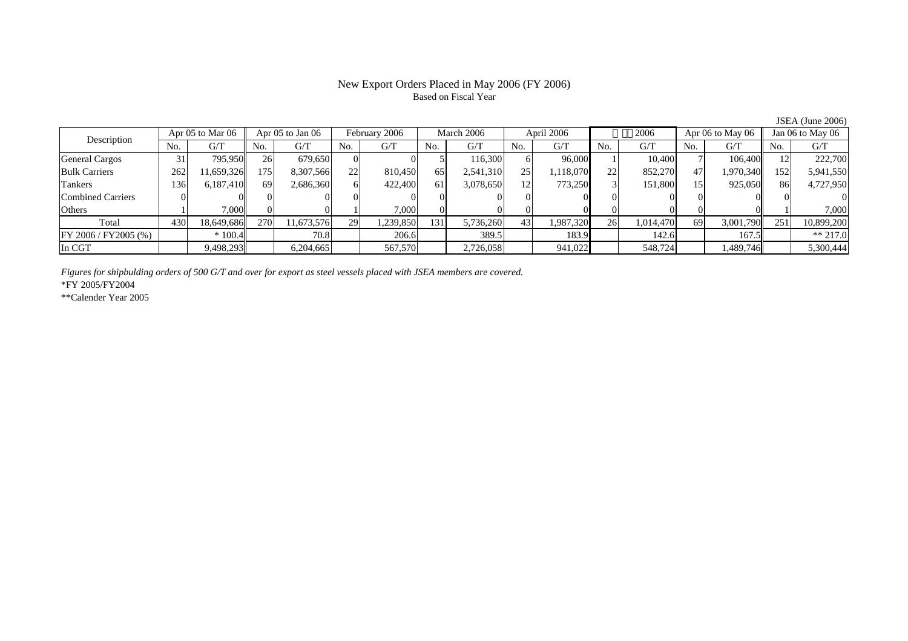# New Export Orders Placed in May 2006 (FY 2006)

Based on Fiscal Year

JSEA (June 2006)

| Description | Apr 05 to Mar 06 | | Apr 05 to Jan 06 | | February 2006 | | March 2006 | | April 2006 | | 2006 | | Apr 06 to May 06 | | Jan 06 to May 06 | |
|---|---|---|---|---|---|---|---|---|---|---|---|---|---|---|---|---|
| | No. | G/T | No. | G/T | No. | G/T | No. | G/T | No. | G/T | No. | G/T | No. | G/T | No. | G/T |
| General Cargos | 31 | 795,950 | 26 | 679,650 | 0 | 0 | 5 | 116,300 | 6 | 96,000 | 1 | 10,400 | 7 | 106,400 | 12 | 222,700 |
| Bulk Carriers | 262 | 11,659,326 | 175 | 8,307,566 | 22 | 810,450 | 65 | 2,541,310 | 25 | 1,118,070 | 22 | 852,270 | 47 | 1,970,340 | 152 | 5,941,550 |
| Tankers | 136 | 6,187,410 | 69 | 2,686,360 | 6 | 422,400 | 61 | 3,078,650 | 12 | 773,250 | 3 | 151,800 | 15 | 925,050 | 86 | 4,727,950 |
| Combined Carriers | 0 | 0 | 0 | 0 | 0 | 0 | 0 | 0 | 0 | 0 | 0 | 0 | 0 | 0 | 0 | 0 |
| Others | 1 | 7,000 | 0 | 0 | 1 | 7,000 | 0 | 0 | 0 | 0 | 0 | 0 | 0 | 0 | 1 | 7,000 |
| Total | 430 | 18,649,686 | 270 | 11,673,576 | 29 | 1,239,850 | 131 | 5,736,260 | 43 | 1,987,320 | 26 | 1,014,470 | 69 | 3,001,790 | 251 | 10,899,200 |
| FY 2006 / FY2005 (%) | | * 100.4 | | 70.8 | | 206.6 | | 389.5 | | 183.9 | | 142.6 | | 167.5 | | ** 217.0 |
| In CGT | | 9,498,293 | | 6,204,665 | | 567,570 | | 2,726,058 | | 941,022 | | 548,724 | | 1,489,746 | | 5,300,444 |

*Figures for shipbulding orders of 500 G/T and over for export as steel vessels placed with JSEA members are covered.*

*FY 2005/FY2004

**Calender Year 2005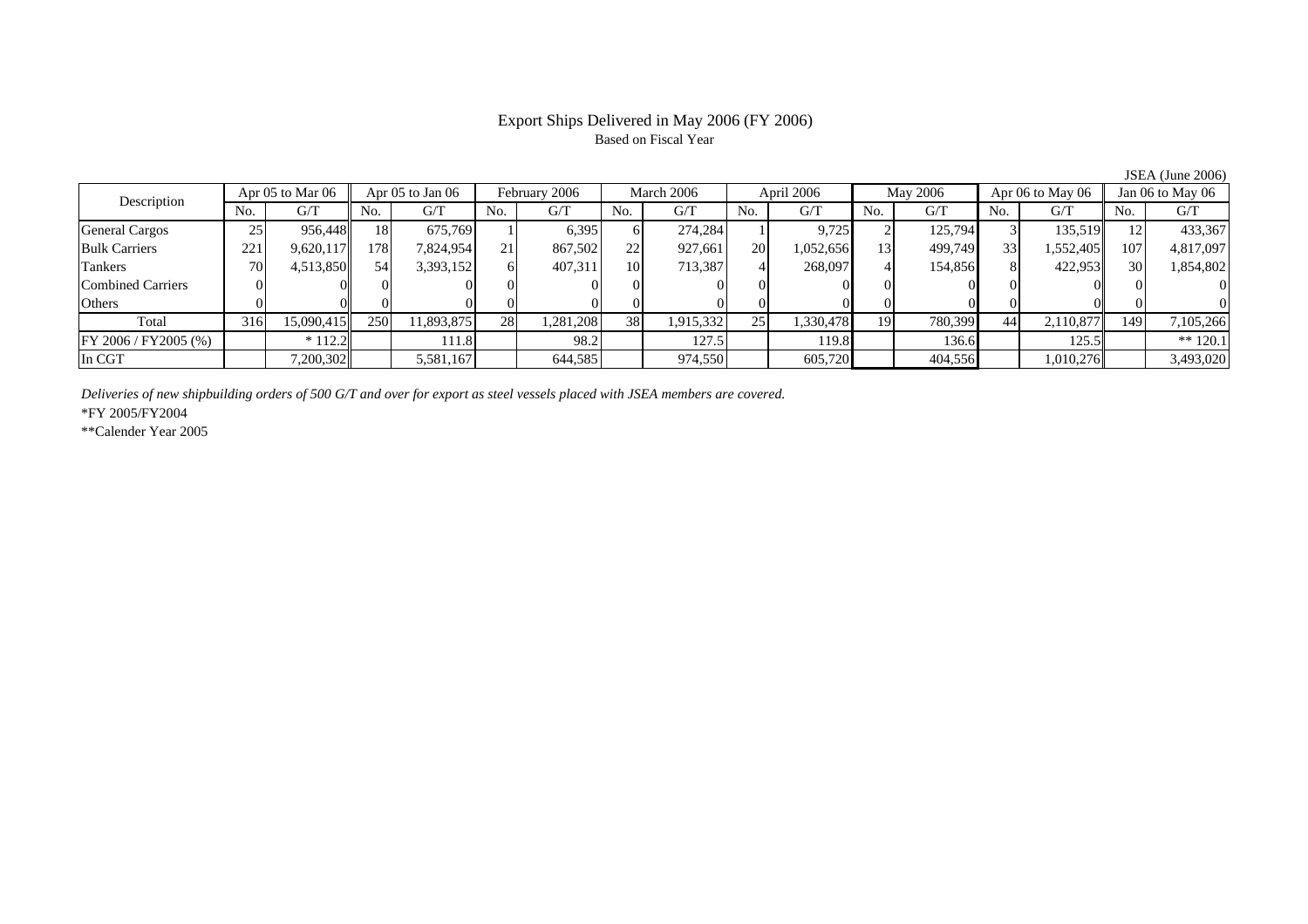# Export Ships Delivered in May 2006 (FY 2006)

Based on Fiscal Year

JSEA (June 2006)

| Description | Apr 05 to Mar 06 | | Apr 05 to Jan 06 | | February 2006 | | March 2006 | | April 2006 | | May 2006 | | Apr 06 to May 06 | | Jan 06 to May 06 | |
|---|---|---|---|---|---|---|---|---|---|---|---|---|---|---|---|---|
| | No. | G/T | No. | G/T | No. | G/T | No. | G/T | No. | G/T | No. | G/T | No. | G/T | No. | G/T |
| General Cargos | 25 | 956,448 | 18 | 675,769 | 1 | 6,395 | 6 | 274,284 | 1 | 9,725 | 2 | 125,794 | 3 | 135,519 | 12 | 433,367 |
| Bulk Carriers | 221 | 9,620,117 | 178 | 7,824,954 | 21 | 867,502 | 22 | 927,661 | 20 | 1,052,656 | 13 | 499,749 | 33 | 1,552,405 | 107 | 4,817,097 |
| Tankers | 70 | 4,513,850 | 54 | 3,393,152 | 6 | 407,311 | 10 | 713,387 | 4 | 268,097 | 4 | 154,856 | 8 | 422,953 | 30 | 1,854,802 |
| Combined Carriers | 0 | 0 | 0 | 0 | 0 | 0 | 0 | 0 | 0 | 0 | 0 | 0 | 0 | 0 | 0 | 0 |
| Others | 0 | 0 | 0 | 0 | 0 | 0 | 0 | 0 | 0 | 0 | 0 | 0 | 0 | 0 | 0 | 0 |
| Total | 316 | 15,090,415 | 250 | 11,893,875 | 28 | 1,281,208 | 38 | 1,915,332 | 25 | 1,330,478 | 19 | 780,399 | 44 | 2,110,877 | 149 | 7,105,266 |
| FY 2006 / FY2005 (%) | | * 112.2 | | 111.8 | | 98.2 | | 127.5 | | 119.8 | | 136.6 | | 125.5 | | ** 120.1 |
| In CGT | | 7,200,302 | | 5,581,167 | | 644,585 | | 974,550 | | 605,720 | | 404,556 | | 1,010,276 | | 3,493,020 |

*Deliveries of new shipbuilding orders of 500 G/T and over for export as steel vessels placed with JSEA members are covered.*

*FY 2005/FY2004

**Calender Year 2005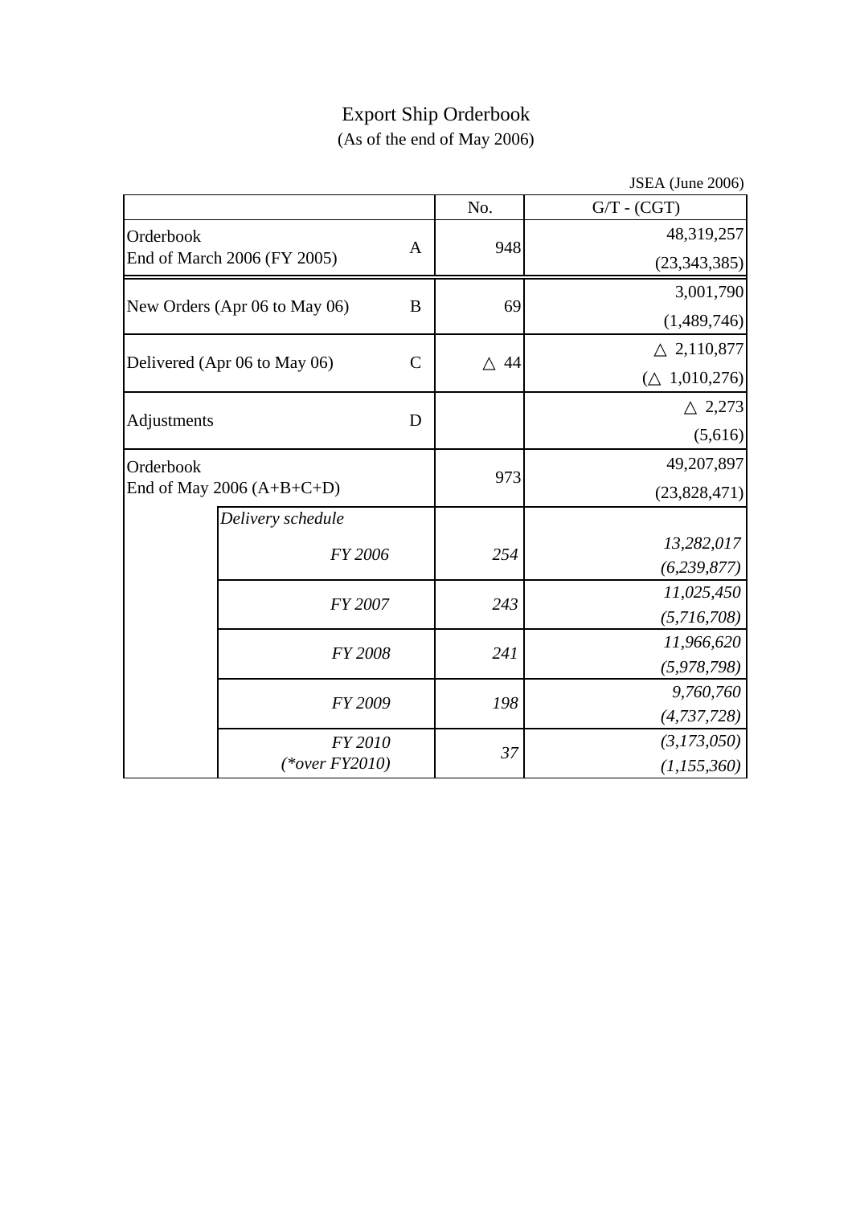# Export Ship Orderbook

(As of the end of May 2006)

JSEA (June 2006)

| | | | No. | G/T - (CGT) |
|---|---|---|---|---|
| Orderbook<br>End of March 2006 (FY 2005) | | A | 948 | 48,319,257<br>(23,343,385) |
| New Orders (Apr 06 to May 06) | | B | 69 | 3,001,790<br>(1,489,746) |
| Delivered (Apr 06 to May 06) | | C | △ 44 | △ 2,110,877<br>(△ 1,010,276) |
| Adjustments | | D | | △ 2,273<br>(5,616) |
| Orderbook<br>End of May 2006 (A+B+C+D) | | | 973 | 49,207,897<br>(23,828,471) |
| | *Delivery schedule* | | | |
| | *FY 2006* | | *254* | *13,282,017*<br>*(6,239,877)* |
| | *FY 2007* | | *243* | *11,025,450*<br>*(5,716,708)* |
| | *FY 2008* | | *241* | *11,966,620*<br>*(5,978,798)* |
| | *FY 2009* | | *198* | *9,760,760*<br>*(4,737,728)* |
| | *FY 2010*<br>*(*over FY2010)* | | *37* | *(3,173,050)*<br>*(1,155,360)* |